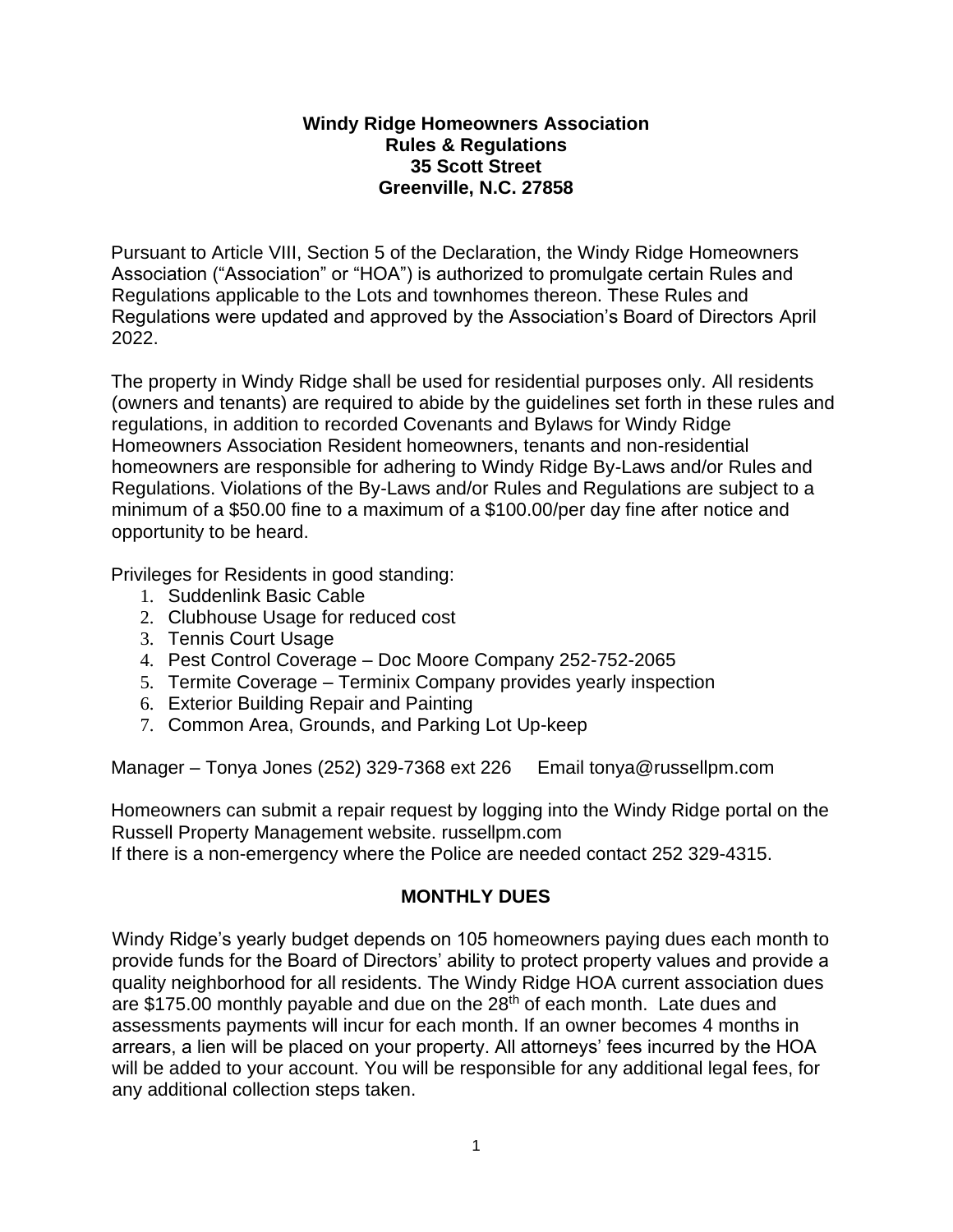**Windy Ridge Homeowners Association**
**Rules & Regulations**
**35 Scott Street**
**Greenville, N.C. 27858**

Pursuant to Article VIII, Section 5 of the Declaration, the Windy Ridge Homeowners Association ("Association" or "HOA") is authorized to promulgate certain Rules and Regulations applicable to the Lots and townhomes thereon. These Rules and Regulations were updated and approved by the Association's Board of Directors April 2022.

The property in Windy Ridge shall be used for residential purposes only. All residents (owners and tenants) are required to abide by the guidelines set forth in these rules and regulations, in addition to recorded Covenants and Bylaws for Windy Ridge Homeowners Association Resident homeowners, tenants and non-residential homeowners are responsible for adhering to Windy Ridge By-Laws and/or Rules and Regulations. Violations of the By-Laws and/or Rules and Regulations are subject to a minimum of a $50.00 fine to a maximum of a $100.00/per day fine after notice and opportunity to be heard.

Privileges for Residents in good standing:

1. Suddenlink Basic Cable
2. Clubhouse Usage for reduced cost
3. Tennis Court Usage
4. Pest Control Coverage – Doc Moore Company 252-752-2065
5. Termite Coverage – Terminix Company provides yearly inspection
6. Exterior Building Repair and Painting
7. Common Area, Grounds, and Parking Lot Up-keep

Manager – Tonya Jones (252) 329-7368 ext 226 Email tonya@russellpm.com

Homeowners can submit a repair request by logging into the Windy Ridge portal on the Russell Property Management website. russellpm.com
If there is a non-emergency where the Police are needed contact 252 329-4315.

## MONTHLY DUES

Windy Ridge's yearly budget depends on 105 homeowners paying dues each month to provide funds for the Board of Directors' ability to protect property values and provide a quality neighborhood for all residents. The Windy Ridge HOA current association dues are $175.00 monthly payable and due on the 28th of each month. Late dues and assessments payments will incur for each month. If an owner becomes 4 months in arrears, a lien will be placed on your property. All attorneys' fees incurred by the HOA will be added to your account. You will be responsible for any additional legal fees, for any additional collection steps taken.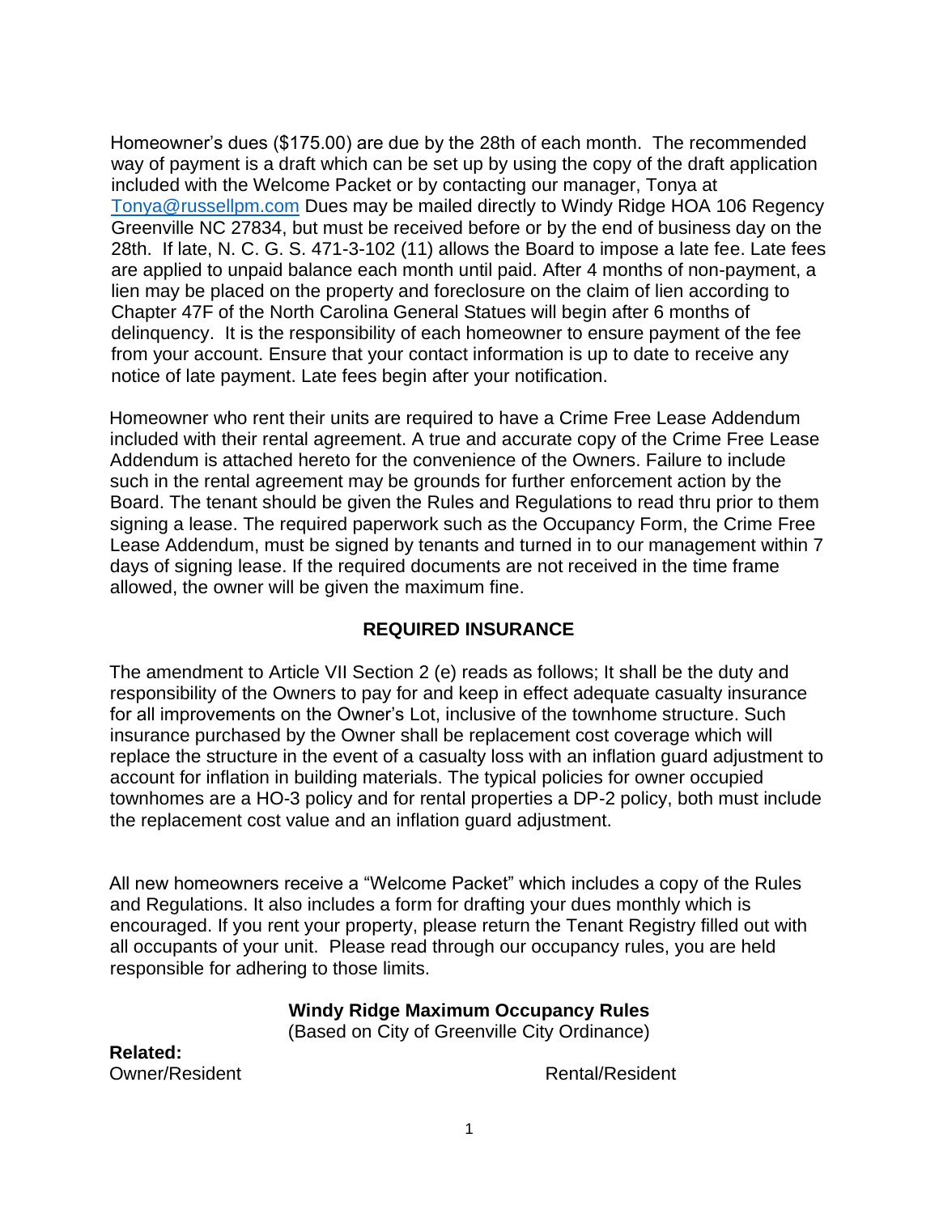Homeowner's dues ($175.00) are due by the 28th of each month. The recommended way of payment is a draft which can be set up by using the copy of the draft application included with the Welcome Packet or by contacting our manager, Tonya at Tonya@russellpm.com Dues may be mailed directly to Windy Ridge HOA 106 Regency Greenville NC 27834, but must be received before or by the end of business day on the 28th. If late, N. C. G. S. 471-3-102 (11) allows the Board to impose a late fee. Late fees are applied to unpaid balance each month until paid. After 4 months of non-payment, a lien may be placed on the property and foreclosure on the claim of lien according to Chapter 47F of the North Carolina General Statues will begin after 6 months of delinquency. It is the responsibility of each homeowner to ensure payment of the fee from your account. Ensure that your contact information is up to date to receive any notice of late payment. Late fees begin after your notification.

Homeowner who rent their units are required to have a Crime Free Lease Addendum included with their rental agreement. A true and accurate copy of the Crime Free Lease Addendum is attached hereto for the convenience of the Owners. Failure to include such in the rental agreement may be grounds for further enforcement action by the Board. The tenant should be given the Rules and Regulations to read thru prior to them signing a lease. The required paperwork such as the Occupancy Form, the Crime Free Lease Addendum, must be signed by tenants and turned in to our management within 7 days of signing lease. If the required documents are not received in the time frame allowed, the owner will be given the maximum fine.

## REQUIRED INSURANCE

The amendment to Article VII Section 2 (e) reads as follows; It shall be the duty and responsibility of the Owners to pay for and keep in effect adequate casualty insurance for all improvements on the Owner's Lot, inclusive of the townhome structure. Such insurance purchased by the Owner shall be replacement cost coverage which will replace the structure in the event of a casualty loss with an inflation guard adjustment to account for inflation in building materials. The typical policies for owner occupied townhomes are a HO-3 policy and for rental properties a DP-2 policy, both must include the replacement cost value and an inflation guard adjustment.

All new homeowners receive a "Welcome Packet" which includes a copy of the Rules and Regulations. It also includes a form for drafting your dues monthly which is encouraged. If you rent your property, please return the Tenant Registry filled out with all occupants of your unit. Please read through our occupancy rules, you are held responsible for adhering to those limits.

## Windy Ridge Maximum Occupancy Rules

(Based on City of Greenville City Ordinance)

**Related:**

| Owner/Resident | Rental/Resident |
|---|---|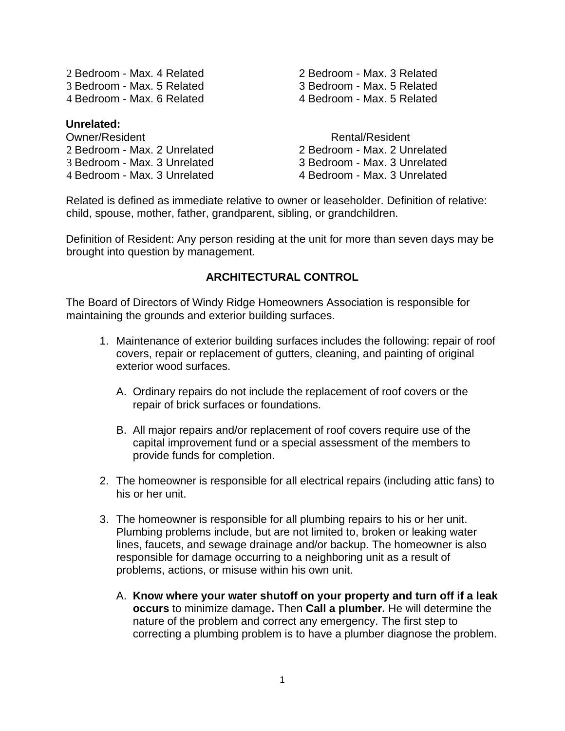| | |
|---|---|
| 2 Bedroom - Max. 4 Related | 2 Bedroom - Max. 3 Related |
| 3 Bedroom - Max. 5 Related | 3 Bedroom - Max. 5 Related |
| 4 Bedroom - Max. 6 Related | 4 Bedroom - Max. 5 Related |

**Unrelated:**

| Owner/Resident | Rental/Resident |
|---|---|
| 2 Bedroom - Max. 2 Unrelated | 2 Bedroom - Max. 2 Unrelated |
| 3 Bedroom - Max. 3 Unrelated | 3 Bedroom - Max. 3 Unrelated |
| 4 Bedroom - Max. 3 Unrelated | 4 Bedroom - Max. 3 Unrelated |

Related is defined as immediate relative to owner or leaseholder. Definition of relative: child, spouse, mother, father, grandparent, sibling, or grandchildren.

Definition of Resident: Any person residing at the unit for more than seven days may be brought into question by management.

## ARCHITECTURAL CONTROL

The Board of Directors of Windy Ridge Homeowners Association is responsible for maintaining the grounds and exterior building surfaces.

1. Maintenance of exterior building surfaces includes the following: repair of roof covers, repair or replacement of gutters, cleaning, and painting of original exterior wood surfaces.

   A. Ordinary repairs do not include the replacement of roof covers or the repair of brick surfaces or foundations.

   B. All major repairs and/or replacement of roof covers require use of the capital improvement fund or a special assessment of the members to provide funds for completion.

2. The homeowner is responsible for all electrical repairs (including attic fans) to his or her unit.

3. The homeowner is responsible for all plumbing repairs to his or her unit. Plumbing problems include, but are not limited to, broken or leaking water lines, faucets, and sewage drainage and/or backup. The homeowner is also responsible for damage occurring to a neighboring unit as a result of problems, actions, or misuse within his own unit.

   A. **Know where your water shutoff on your property and turn off if a leak occurs** to minimize damage**.** Then **Call a plumber.** He will determine the nature of the problem and correct any emergency. The first step to correcting a plumbing problem is to have a plumber diagnose the problem.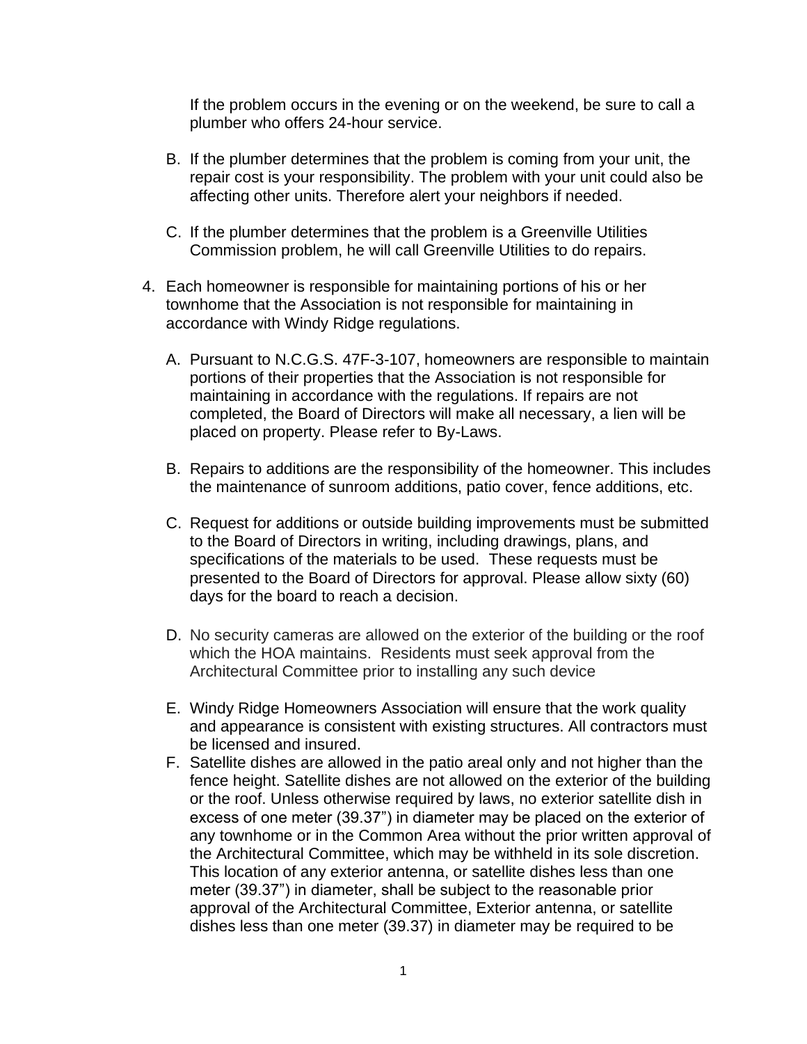If the problem occurs in the evening or on the weekend, be sure to call a plumber who offers 24-hour service.

B. If the plumber determines that the problem is coming from your unit, the repair cost is your responsibility. The problem with your unit could also be affecting other units. Therefore alert your neighbors if needed.

C. If the plumber determines that the problem is a Greenville Utilities Commission problem, he will call Greenville Utilities to do repairs.

4. Each homeowner is responsible for maintaining portions of his or her townhome that the Association is not responsible for maintaining in accordance with Windy Ridge regulations.

   A. Pursuant to N.C.G.S. 47F-3-107, homeowners are responsible to maintain portions of their properties that the Association is not responsible for maintaining in accordance with the regulations. If repairs are not completed, the Board of Directors will make all necessary, a lien will be placed on property. Please refer to By-Laws.

   B. Repairs to additions are the responsibility of the homeowner. This includes the maintenance of sunroom additions, patio cover, fence additions, etc.

   C. Request for additions or outside building improvements must be submitted to the Board of Directors in writing, including drawings, plans, and specifications of the materials to be used. These requests must be presented to the Board of Directors for approval. Please allow sixty (60) days for the board to reach a decision.

   D. No security cameras are allowed on the exterior of the building or the roof which the HOA maintains. Residents must seek approval from the Architectural Committee prior to installing any such device

   E. Windy Ridge Homeowners Association will ensure that the work quality and appearance is consistent with existing structures. All contractors must be licensed and insured.

   F. Satellite dishes are allowed in the patio areal only and not higher than the fence height. Satellite dishes are not allowed on the exterior of the building or the roof. Unless otherwise required by laws, no exterior satellite dish in excess of one meter (39.37”) in diameter may be placed on the exterior of any townhome or in the Common Area without the prior written approval of the Architectural Committee, which may be withheld in its sole discretion. This location of any exterior antenna, or satellite dishes less than one meter (39.37”) in diameter, shall be subject to the reasonable prior approval of the Architectural Committee, Exterior antenna, or satellite dishes less than one meter (39.37) in diameter may be required to be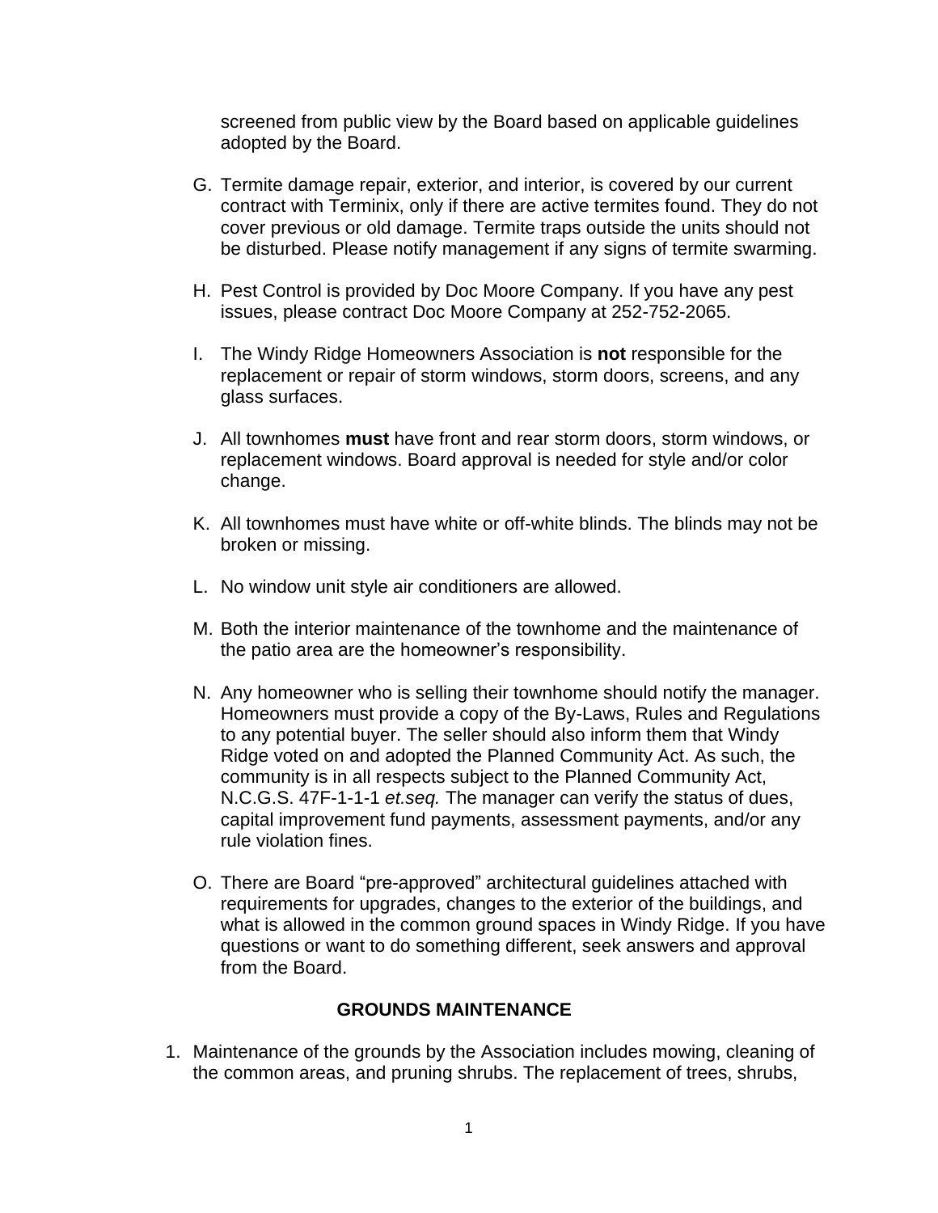screened from public view by the Board based on applicable guidelines adopted by the Board.

G. Termite damage repair, exterior, and interior, is covered by our current contract with Terminix, only if there are active termites found. They do not cover previous or old damage. Termite traps outside the units should not be disturbed. Please notify management if any signs of termite swarming.

H. Pest Control is provided by Doc Moore Company. If you have any pest issues, please contract Doc Moore Company at 252-752-2065.

I. The Windy Ridge Homeowners Association is **not** responsible for the replacement or repair of storm windows, storm doors, screens, and any glass surfaces.

J. All townhomes **must** have front and rear storm doors, storm windows, or replacement windows. Board approval is needed for style and/or color change.

K. All townhomes must have white or off-white blinds. The blinds may not be broken or missing.

L. No window unit style air conditioners are allowed.

M. Both the interior maintenance of the townhome and the maintenance of the patio area are the homeowner's responsibility.

N. Any homeowner who is selling their townhome should notify the manager. Homeowners must provide a copy of the By-Laws, Rules and Regulations to any potential buyer. The seller should also inform them that Windy Ridge voted on and adopted the Planned Community Act. As such, the community is in all respects subject to the Planned Community Act, N.C.G.S. 47F-1-1-1 *et.seq.* The manager can verify the status of dues, capital improvement fund payments, assessment payments, and/or any rule violation fines.

O. There are Board "pre-approved" architectural guidelines attached with requirements for upgrades, changes to the exterior of the buildings, and what is allowed in the common ground spaces in Windy Ridge. If you have questions or want to do something different, seek answers and approval from the Board.

## GROUNDS MAINTENANCE

1. Maintenance of the grounds by the Association includes mowing, cleaning of the common areas, and pruning shrubs. The replacement of trees, shrubs,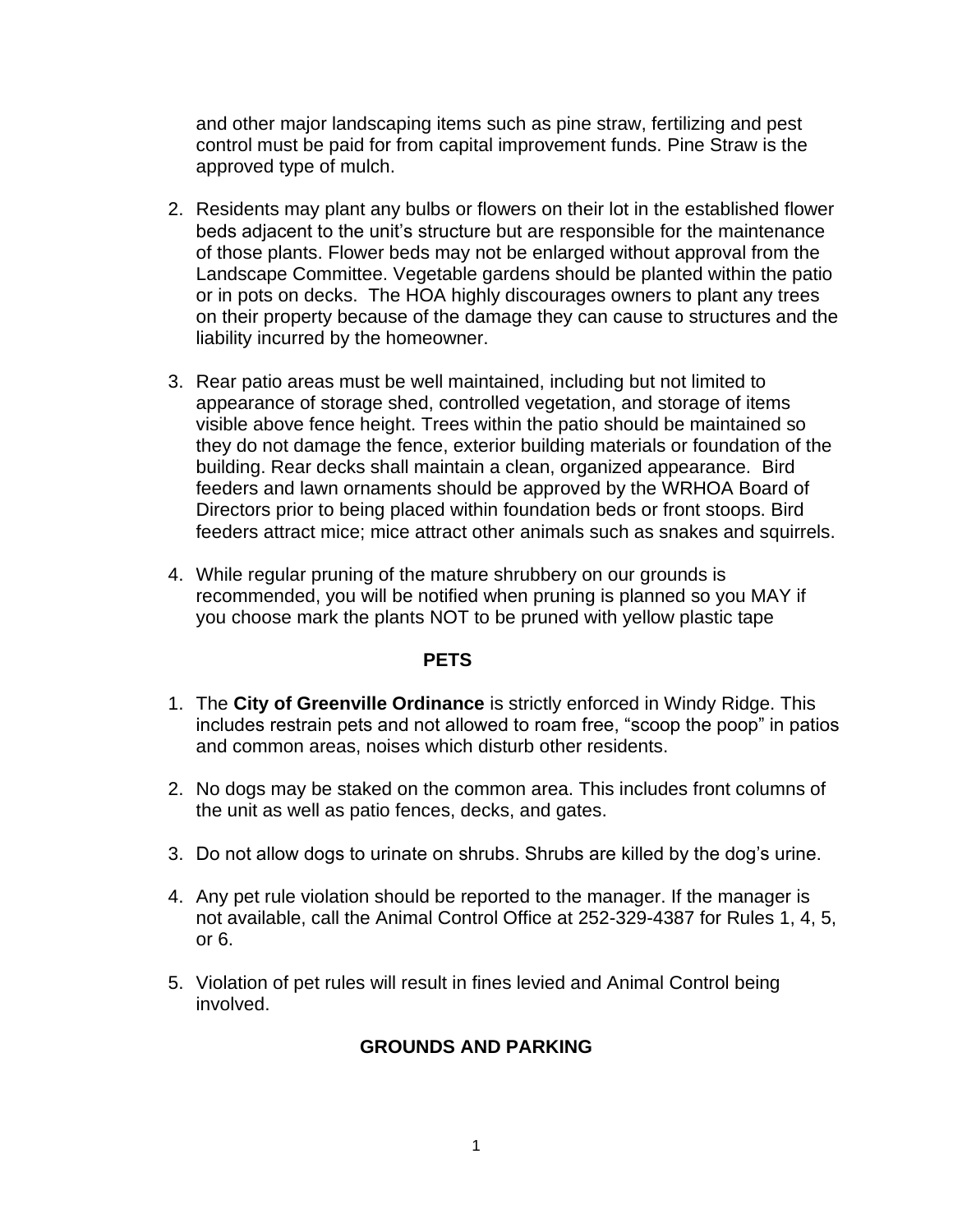and other major landscaping items such as pine straw, fertilizing and pest control must be paid for from capital improvement funds. Pine Straw is the approved type of mulch.

2. Residents may plant any bulbs or flowers on their lot in the established flower beds adjacent to the unit's structure but are responsible for the maintenance of those plants. Flower beds may not be enlarged without approval from the Landscape Committee. Vegetable gardens should be planted within the patio or in pots on decks. The HOA highly discourages owners to plant any trees on their property because of the damage they can cause to structures and the liability incurred by the homeowner.

3. Rear patio areas must be well maintained, including but not limited to appearance of storage shed, controlled vegetation, and storage of items visible above fence height. Trees within the patio should be maintained so they do not damage the fence, exterior building materials or foundation of the building. Rear decks shall maintain a clean, organized appearance. Bird feeders and lawn ornaments should be approved by the WRHOA Board of Directors prior to being placed within foundation beds or front stoops. Bird feeders attract mice; mice attract other animals such as snakes and squirrels.

4. While regular pruning of the mature shrubbery on our grounds is recommended, you will be notified when pruning is planned so you MAY if you choose mark the plants NOT to be pruned with yellow plastic tape

## PETS

1. The **City of Greenville Ordinance** is strictly enforced in Windy Ridge. This includes restrain pets and not allowed to roam free, "scoop the poop" in patios and common areas, noises which disturb other residents.

2. No dogs may be staked on the common area. This includes front columns of the unit as well as patio fences, decks, and gates.

3. Do not allow dogs to urinate on shrubs. Shrubs are killed by the dog's urine.

4. Any pet rule violation should be reported to the manager. If the manager is not available, call the Animal Control Office at 252-329-4387 for Rules 1, 4, 5, or 6.

5. Violation of pet rules will result in fines levied and Animal Control being involved.

## GROUNDS AND PARKING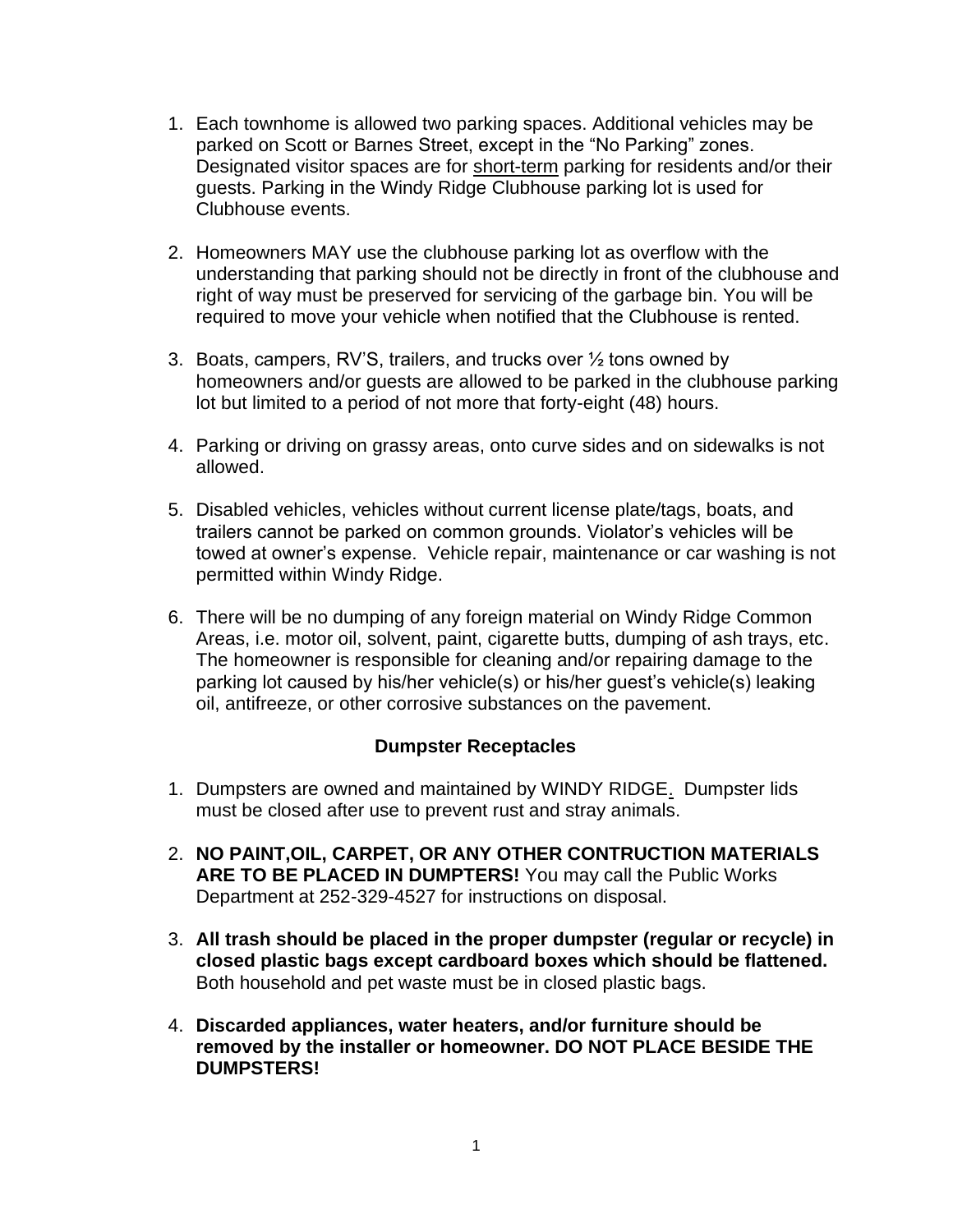1. Each townhome is allowed two parking spaces. Additional vehicles may be parked on Scott or Barnes Street, except in the "No Parking" zones. Designated visitor spaces are for short-term parking for residents and/or their guests. Parking in the Windy Ridge Clubhouse parking lot is used for Clubhouse events.

2. Homeowners MAY use the clubhouse parking lot as overflow with the understanding that parking should not be directly in front of the clubhouse and right of way must be preserved for servicing of the garbage bin. You will be required to move your vehicle when notified that the Clubhouse is rented.

3. Boats, campers, RV'S, trailers, and trucks over ½ tons owned by homeowners and/or guests are allowed to be parked in the clubhouse parking lot but limited to a period of not more that forty-eight (48) hours.

4. Parking or driving on grassy areas, onto curve sides and on sidewalks is not allowed.

5. Disabled vehicles, vehicles without current license plate/tags, boats, and trailers cannot be parked on common grounds. Violator's vehicles will be towed at owner's expense. Vehicle repair, maintenance or car washing is not permitted within Windy Ridge.

6. There will be no dumping of any foreign material on Windy Ridge Common Areas, i.e. motor oil, solvent, paint, cigarette butts, dumping of ash trays, etc. The homeowner is responsible for cleaning and/or repairing damage to the parking lot caused by his/her vehicle(s) or his/her guest's vehicle(s) leaking oil, antifreeze, or other corrosive substances on the pavement.

### Dumpster Receptacles

1. Dumpsters are owned and maintained by WINDY RIDGE. Dumpster lids must be closed after use to prevent rust and stray animals.

2. **NO PAINT,OIL, CARPET, OR ANY OTHER CONTRUCTION MATERIALS ARE TO BE PLACED IN DUMPTERS!** You may call the Public Works Department at 252-329-4527 for instructions on disposal.

3. **All trash should be placed in the proper dumpster (regular or recycle) in closed plastic bags except cardboard boxes which should be flattened.** Both household and pet waste must be in closed plastic bags.

4. **Discarded appliances, water heaters, and/or furniture should be removed by the installer or homeowner. DO NOT PLACE BESIDE THE DUMPSTERS!**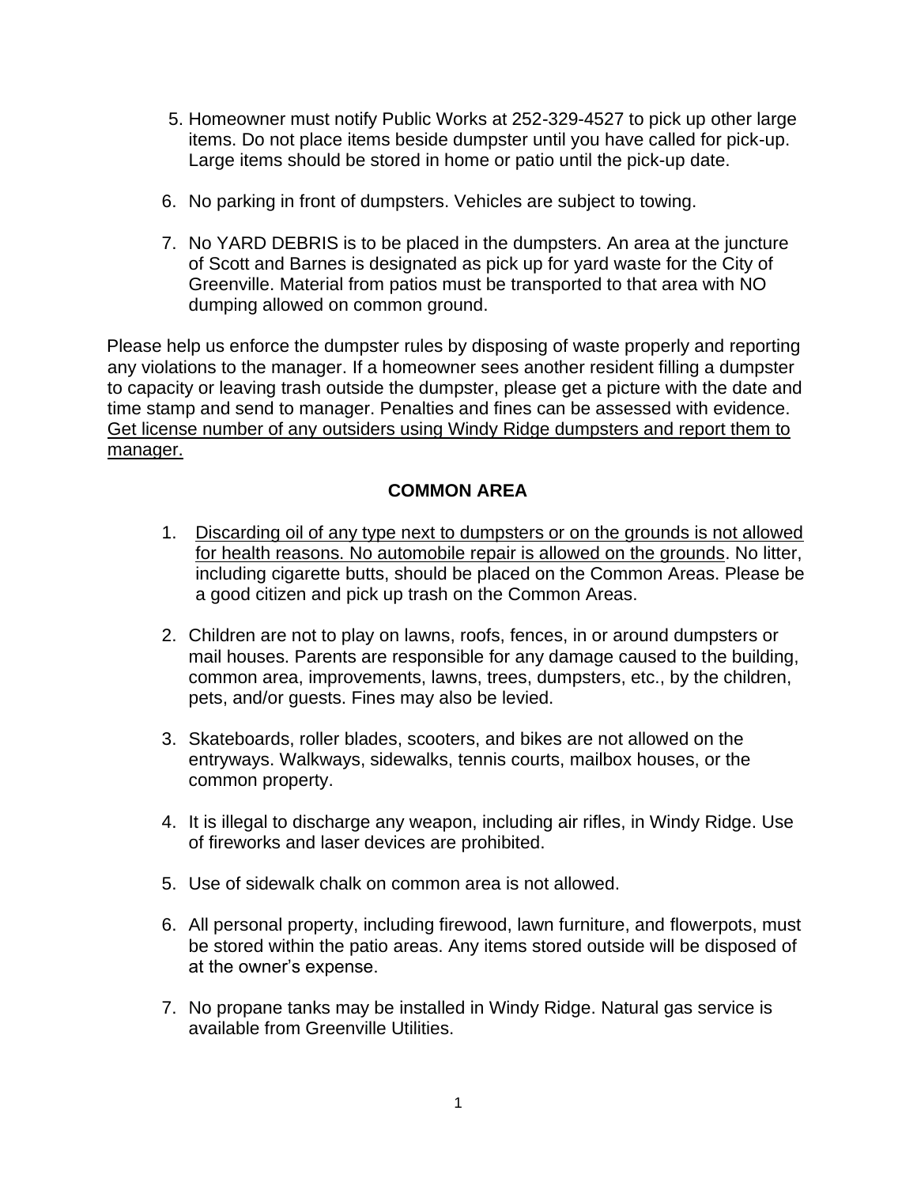5. Homeowner must notify Public Works at 252-329-4527 to pick up other large items. Do not place items beside dumpster until you have called for pick-up. Large items should be stored in home or patio until the pick-up date.

6. No parking in front of dumpsters. Vehicles are subject to towing.

7. No YARD DEBRIS is to be placed in the dumpsters. An area at the juncture of Scott and Barnes is designated as pick up for yard waste for the City of Greenville. Material from patios must be transported to that area with NO dumping allowed on common ground.

Please help us enforce the dumpster rules by disposing of waste properly and reporting any violations to the manager. If a homeowner sees another resident filling a dumpster to capacity or leaving trash outside the dumpster, please get a picture with the date and time stamp and send to manager. Penalties and fines can be assessed with evidence. <u>Get license number of any outsiders using Windy Ridge dumpsters and report them to manager.</u>

## COMMON AREA

1. <u>Discarding oil of any type next to dumpsters or on the grounds is not allowed for health reasons. No automobile repair is allowed on the grounds</u>. No litter, including cigarette butts, should be placed on the Common Areas. Please be a good citizen and pick up trash on the Common Areas.

2. Children are not to play on lawns, roofs, fences, in or around dumpsters or mail houses. Parents are responsible for any damage caused to the building, common area, improvements, lawns, trees, dumpsters, etc., by the children, pets, and/or guests. Fines may also be levied.

3. Skateboards, roller blades, scooters, and bikes are not allowed on the entryways. Walkways, sidewalks, tennis courts, mailbox houses, or the common property.

4. It is illegal to discharge any weapon, including air rifles, in Windy Ridge. Use of fireworks and laser devices are prohibited.

5. Use of sidewalk chalk on common area is not allowed.

6. All personal property, including firewood, lawn furniture, and flowerpots, must be stored within the patio areas. Any items stored outside will be disposed of at the owner's expense.

7. No propane tanks may be installed in Windy Ridge. Natural gas service is available from Greenville Utilities.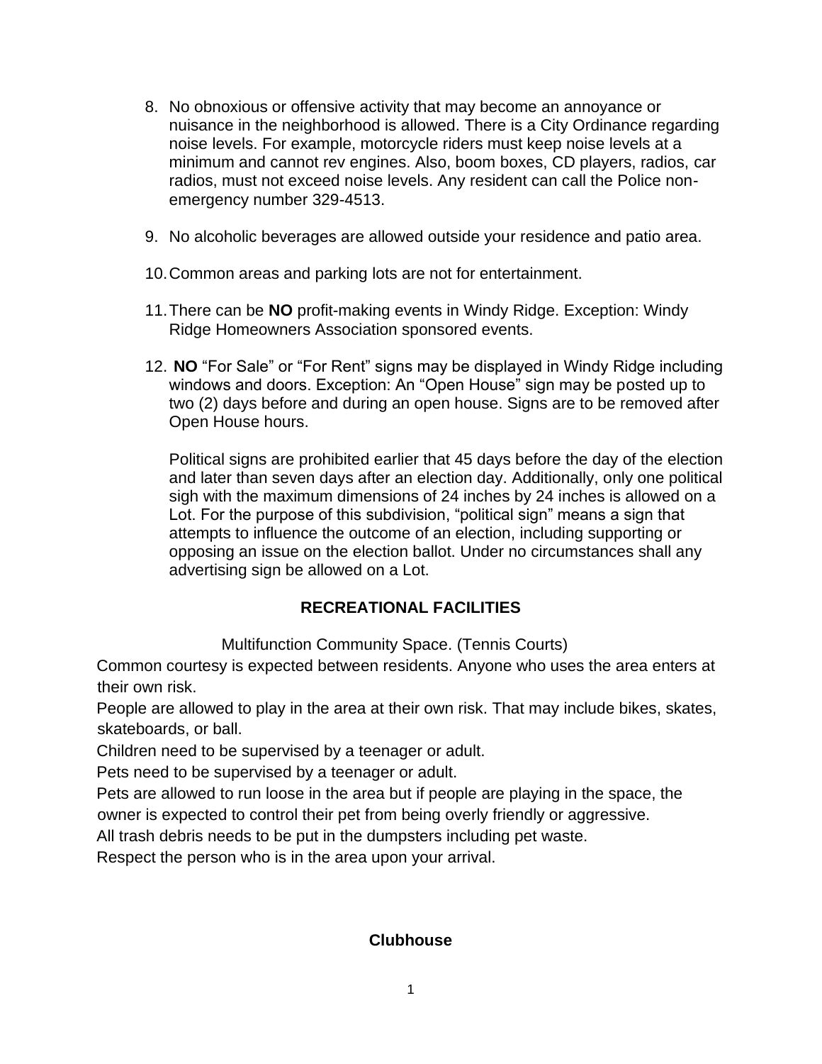8. No obnoxious or offensive activity that may become an annoyance or nuisance in the neighborhood is allowed. There is a City Ordinance regarding noise levels. For example, motorcycle riders must keep noise levels at a minimum and cannot rev engines. Also, boom boxes, CD players, radios, car radios, must not exceed noise levels. Any resident can call the Police non-emergency number 329-4513.

9. No alcoholic beverages are allowed outside your residence and patio area.

10. Common areas and parking lots are not for entertainment.

11. There can be **NO** profit-making events in Windy Ridge. Exception: Windy Ridge Homeowners Association sponsored events.

12. **NO** "For Sale" or "For Rent" signs may be displayed in Windy Ridge including windows and doors. Exception: An "Open House" sign may be posted up to two (2) days before and during an open house. Signs are to be removed after Open House hours.

    Political signs are prohibited earlier that 45 days before the day of the election and later than seven days after an election day. Additionally, only one political sigh with the maximum dimensions of 24 inches by 24 inches is allowed on a Lot. For the purpose of this subdivision, "political sign" means a sign that attempts to influence the outcome of an election, including supporting or opposing an issue on the election ballot. Under no circumstances shall any advertising sign be allowed on a Lot.

## RECREATIONAL FACILITIES

Multifunction Community Space. (Tennis Courts)

Common courtesy is expected between residents. Anyone who uses the area enters at their own risk.

People are allowed to play in the area at their own risk. That may include bikes, skates, skateboards, or ball.

Children need to be supervised by a teenager or adult.

Pets need to be supervised by a teenager or adult.

Pets are allowed to run loose in the area but if people are playing in the space, the owner is expected to control their pet from being overly friendly or aggressive.

All trash debris needs to be put in the dumpsters including pet waste.

Respect the person who is in the area upon your arrival.

### Clubhouse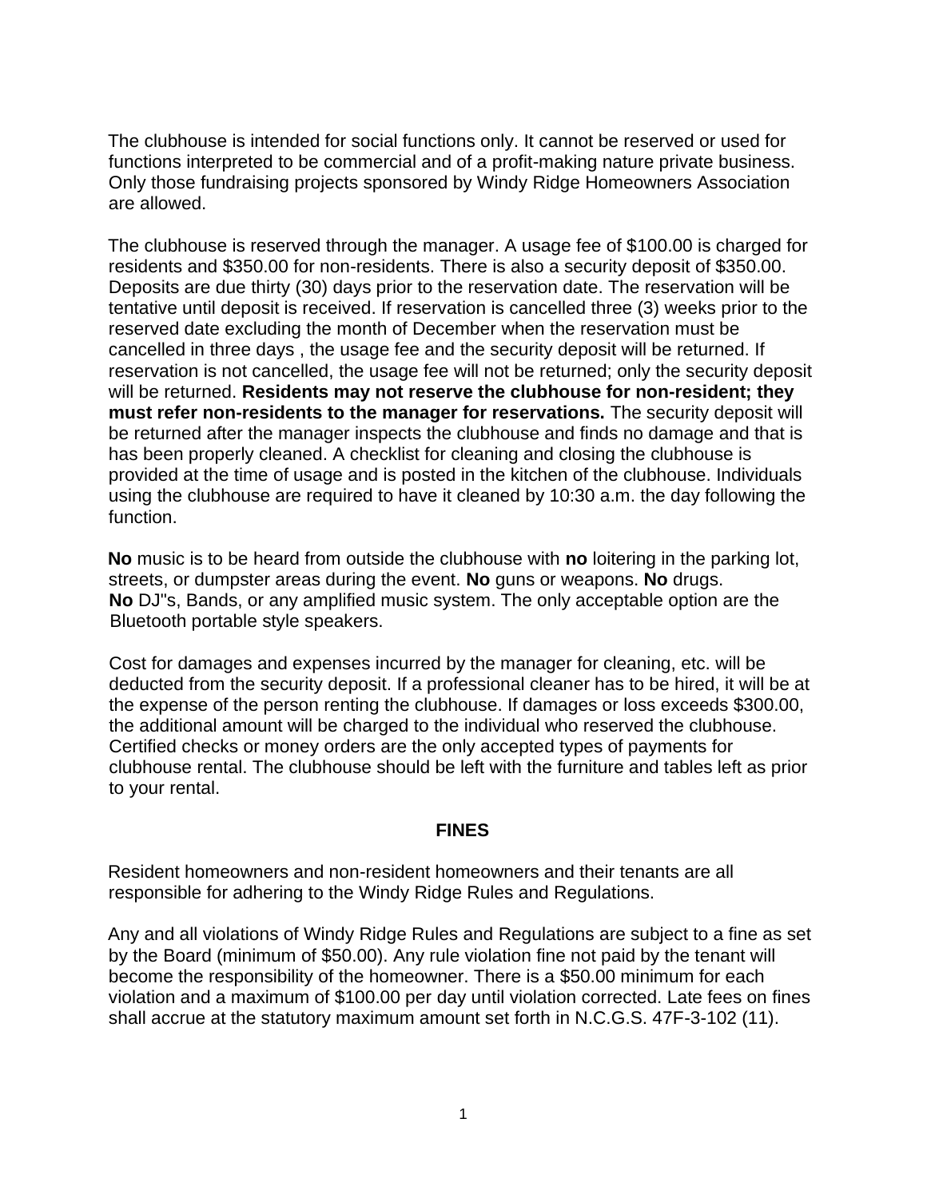The clubhouse is intended for social functions only. It cannot be reserved or used for functions interpreted to be commercial and of a profit-making nature private business. Only those fundraising projects sponsored by Windy Ridge Homeowners Association are allowed.

The clubhouse is reserved through the manager. A usage fee of $100.00 is charged for residents and $350.00 for non-residents. There is also a security deposit of $350.00. Deposits are due thirty (30) days prior to the reservation date. The reservation will be tentative until deposit is received. If reservation is cancelled three (3) weeks prior to the reserved date excluding the month of December when the reservation must be cancelled in three days , the usage fee and the security deposit will be returned. If reservation is not cancelled, the usage fee will not be returned; only the security deposit will be returned. **Residents may not reserve the clubhouse for non-resident; they must refer non-residents to the manager for reservations.** The security deposit will be returned after the manager inspects the clubhouse and finds no damage and that is has been properly cleaned. A checklist for cleaning and closing the clubhouse is provided at the time of usage and is posted in the kitchen of the clubhouse. Individuals using the clubhouse are required to have it cleaned by 10:30 a.m. the day following the function.

**No** music is to be heard from outside the clubhouse with **no** loitering in the parking lot, streets, or dumpster areas during the event. **No** guns or weapons. **No** drugs. **No** DJ"s, Bands, or any amplified music system. The only acceptable option are the Bluetooth portable style speakers.

Cost for damages and expenses incurred by the manager for cleaning, etc. will be deducted from the security deposit. If a professional cleaner has to be hired, it will be at the expense of the person renting the clubhouse. If damages or loss exceeds $300.00, the additional amount will be charged to the individual who reserved the clubhouse. Certified checks or money orders are the only accepted types of payments for clubhouse rental. The clubhouse should be left with the furniture and tables left as prior to your rental.

## FINES

Resident homeowners and non-resident homeowners and their tenants are all responsible for adhering to the Windy Ridge Rules and Regulations.

Any and all violations of Windy Ridge Rules and Regulations are subject to a fine as set by the Board (minimum of $50.00). Any rule violation fine not paid by the tenant will become the responsibility of the homeowner. There is a $50.00 minimum for each violation and a maximum of $100.00 per day until violation corrected. Late fees on fines shall accrue at the statutory maximum amount set forth in N.C.G.S. 47F-3-102 (11).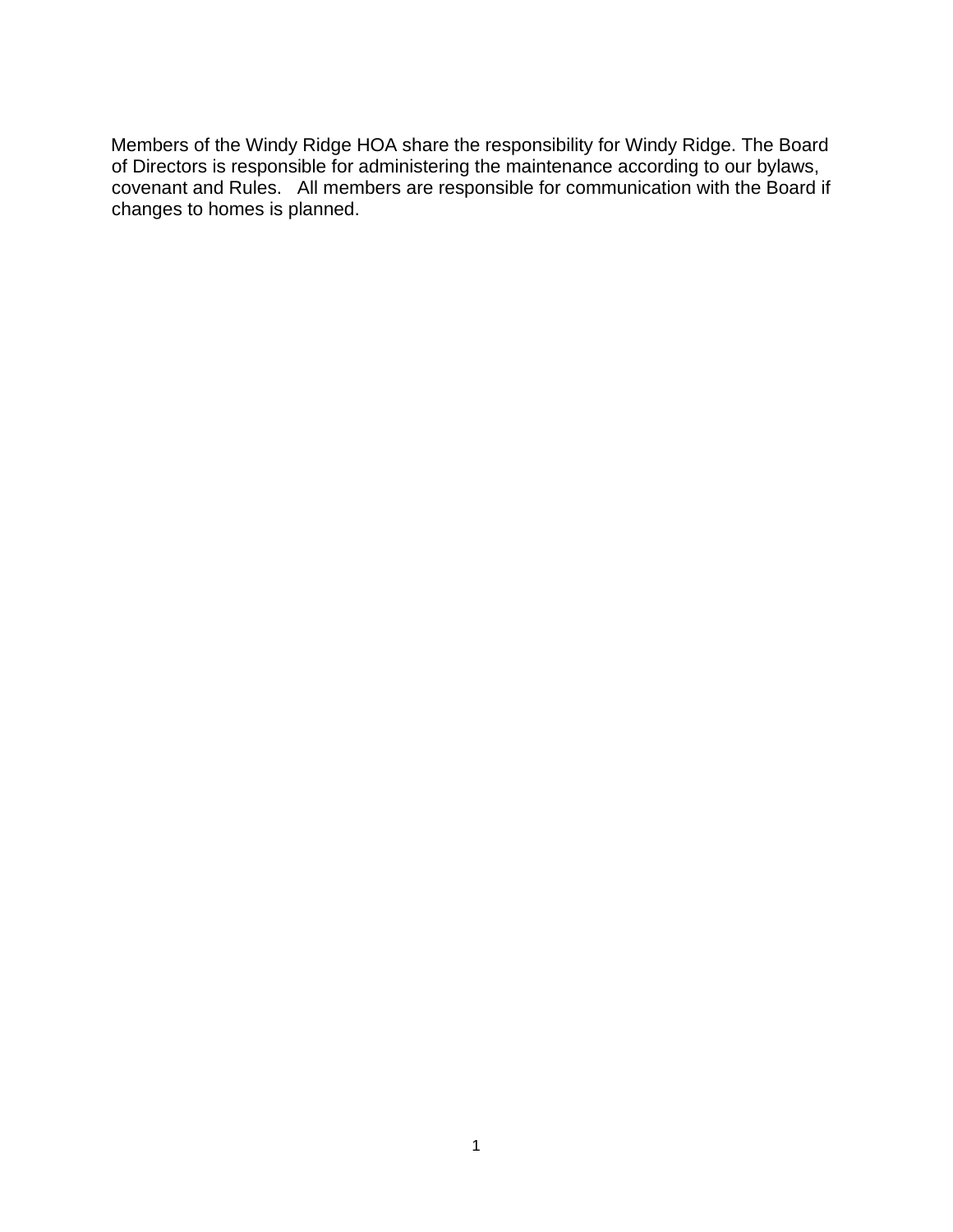Members of the Windy Ridge HOA share the responsibility for Windy Ridge. The Board of Directors is responsible for administering the maintenance according to our bylaws, covenant and Rules. All members are responsible for communication with the Board if changes to homes is planned.